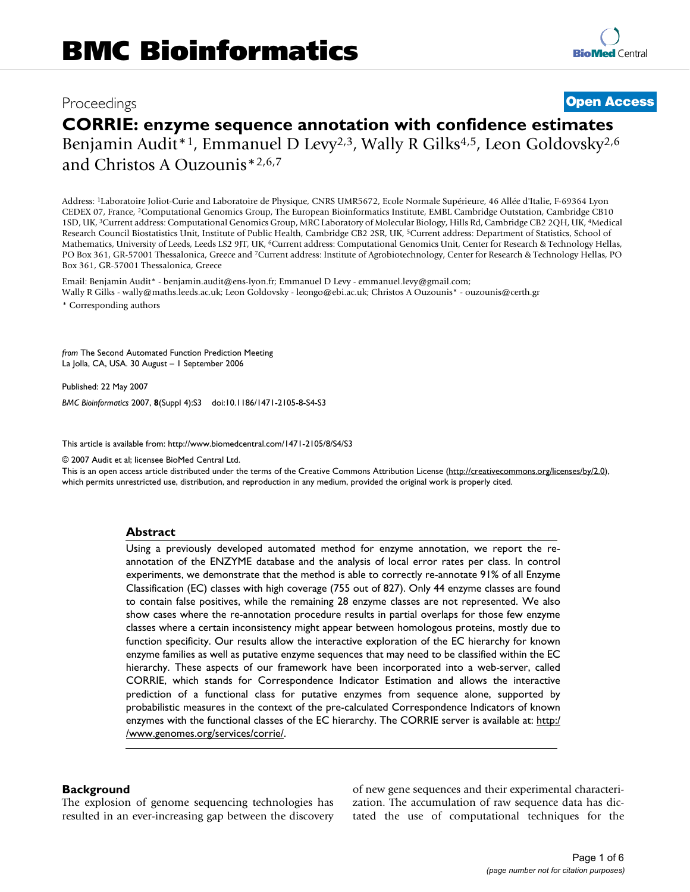Proceedings

**Open Access**

# CORRIE: enzyme sequence annotation with confidence estimates

Benjamin Audit*[1], Emmanuel D Levy[2,3], Wally R Gilks[4,5], Leon Goldovsky[2,6] and Christos A Ouzounis*[2,6,7]

Address: [1]Laboratoire Joliot-Curie and Laboratoire de Physique, CNRS UMR5672, Ecole Normale Supérieure, 46 Allée d'Italie, F-69364 Lyon CEDEX 07, France, [2]Computational Genomics Group, The European Bioinformatics Institute, EMBL Cambridge Outstation, Cambridge CB10 1SD, UK, [3]Current address: Computational Genomics Group, MRC Laboratory of Molecular Biology, Hills Rd, Cambridge CB2 2QH, UK, [4]Medical Research Council Biostatistics Unit, Institute of Public Health, Cambridge CB2 2SR, UK, [5]Current address: Department of Statistics, School of Mathematics, University of Leeds, Leeds LS2 9JT, UK, [6]Current address: Computational Genomics Unit, Center for Research & Technology Hellas, PO Box 361, GR-57001 Thessalonica, Greece and [7]Current address: Institute of Agrobiotechnology, Center for Research & Technology Hellas, PO Box 361, GR-57001 Thessalonica, Greece

Email: Benjamin Audit* - benjamin.audit@ens-lyon.fr; Emmanuel D Levy - emmanuel.levy@gmail.com; Wally R Gilks - wally@maths.leeds.ac.uk; Leon Goldovsky - leongo@ebi.ac.uk; Christos A Ouzounis* - ouzounis@certh.gr

\* Corresponding authors

*from* The Second Automated Function Prediction Meeting
La Jolla, CA, USA. 30 August – 1 September 2006

Published: 22 May 2007

*BMC Bioinformatics* 2007, **8**(Suppl 4):S3 doi:10.1186/1471-2105-8-S4-S3

This article is available from: http://www.biomedcentral.com/1471-2105/8/S4/S3

© 2007 Audit et al; licensee BioMed Central Ltd.
This is an open access article distributed under the terms of the Creative Commons Attribution License (http://creativecommons.org/licenses/by/2.0), which permits unrestricted use, distribution, and reproduction in any medium, provided the original work is properly cited.

## Abstract

Using a previously developed automated method for enzyme annotation, we report the re-annotation of the ENZYME database and the analysis of local error rates per class. In control experiments, we demonstrate that the method is able to correctly re-annotate 91% of all Enzyme Classification (EC) classes with high coverage (755 out of 827). Only 44 enzyme classes are found to contain false positives, while the remaining 28 enzyme classes are not represented. We also show cases where the re-annotation procedure results in partial overlaps for those few enzyme classes where a certain inconsistency might appear between homologous proteins, mostly due to function specificity. Our results allow the interactive exploration of the EC hierarchy for known enzyme families as well as putative enzyme sequences that may need to be classified within the EC hierarchy. These aspects of our framework have been incorporated into a web-server, called CORRIE, which stands for Correspondence Indicator Estimation and allows the interactive prediction of a functional class for putative enzymes from sequence alone, supported by probabilistic measures in the context of the pre-calculated Correspondence Indicators of known enzymes with the functional classes of the EC hierarchy. The CORRIE server is available at: http://www.genomes.org/services/corrie/.

## Background

The explosion of genome sequencing technologies has resulted in an ever-increasing gap between the discovery of new gene sequences and their experimental characterization. The accumulation of raw sequence data has dictated the use of computational techniques for the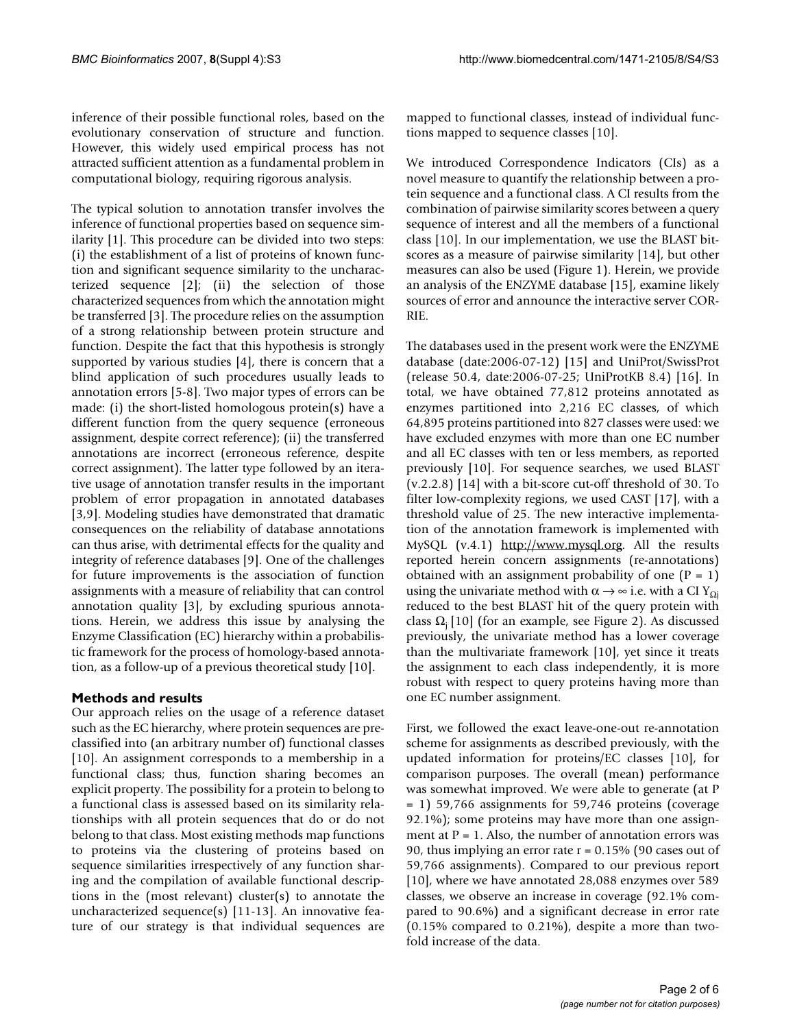inference of their possible functional roles, based on the evolutionary conservation of structure and function. However, this widely used empirical process has not attracted sufficient attention as a fundamental problem in computational biology, requiring rigorous analysis.

The typical solution to annotation transfer involves the inference of functional properties based on sequence similarity [1]. This procedure can be divided into two steps: (i) the establishment of a list of proteins of known function and significant sequence similarity to the uncharacterized sequence [2]; (ii) the selection of those characterized sequences from which the annotation might be transferred [3]. The procedure relies on the assumption of a strong relationship between protein structure and function. Despite the fact that this hypothesis is strongly supported by various studies [4], there is concern that a blind application of such procedures usually leads to annotation errors [5-8]. Two major types of errors can be made: (i) the short-listed homologous protein(s) have a different function from the query sequence (erroneous assignment, despite correct reference); (ii) the transferred annotations are incorrect (erroneous reference, despite correct assignment). The latter type followed by an iterative usage of annotation transfer results in the important problem of error propagation in annotated databases [3,9]. Modeling studies have demonstrated that dramatic consequences on the reliability of database annotations can thus arise, with detrimental effects for the quality and integrity of reference databases [9]. One of the challenges for future improvements is the association of function assignments with a measure of reliability that can control annotation quality [3], by excluding spurious annotations. Herein, we address this issue by analysing the Enzyme Classification (EC) hierarchy within a probabilistic framework for the process of homology-based annotation, as a follow-up of a previous theoretical study [10].

## Methods and results

Our approach relies on the usage of a reference dataset such as the EC hierarchy, where protein sequences are pre-classified into (an arbitrary number of) functional classes [10]. An assignment corresponds to a membership in a functional class; thus, function sharing becomes an explicit property. The possibility for a protein to belong to a functional class is assessed based on its similarity relationships with all protein sequences that do or do not belong to that class. Most existing methods map functions to proteins via the clustering of proteins based on sequence similarities irrespectively of any function sharing and the compilation of available functional descriptions in the (most relevant) cluster(s) to annotate the uncharacterized sequence(s) [11-13]. An innovative feature of our strategy is that individual sequences are mapped to functional classes, instead of individual functions mapped to sequence classes [10].

We introduced Correspondence Indicators (CIs) as a novel measure to quantify the relationship between a protein sequence and a functional class. A CI results from the combination of pairwise similarity scores between a query sequence of interest and all the members of a functional class [10]. In our implementation, we use the BLAST bit-scores as a measure of pairwise similarity [14], but other measures can also be used (Figure 1). Herein, we provide an analysis of the ENZYME database [15], examine likely sources of error and announce the interactive server CORRIE.

The databases used in the present work were the ENZYME database (date:2006-07-12) [15] and UniProt/SwissProt (release 50.4, date:2006-07-25; UniProtKB 8.4) [16]. In total, we have obtained 77,812 proteins annotated as enzymes partitioned into 2,216 EC classes, of which 64,895 proteins partitioned into 827 classes were used: we have excluded enzymes with more than one EC number and all EC classes with ten or less members, as reported previously [10]. For sequence searches, we used BLAST (v.2.2.8) [14] with a bit-score cut-off threshold of 30. To filter low-complexity regions, we used CAST [17], with a threshold value of 25. The new interactive implementation of the annotation framework is implemented with MySQL (v.4.1) http://www.mysql.org. All the results reported herein concern assignments (re-annotations) obtained with an assignment probability of one ($P = 1$) using the univariate method with $\alpha \rightarrow \infty$ i.e. with a CI $Y_{\Omega j}$ reduced to the best BLAST hit of the query protein with class $\Omega_j$ [10] (for an example, see Figure 2). As discussed previously, the univariate method has a lower coverage than the multivariate framework [10], yet since it treats the assignment to each class independently, it is more robust with respect to query proteins having more than one EC number assignment.

First, we followed the exact leave-one-out re-annotation scheme for assignments as described previously, with the updated information for proteins/EC classes [10], for comparison purposes. The overall (mean) performance was somewhat improved. We were able to generate (at $P = 1$) 59,766 assignments for 59,746 proteins (coverage 92.1%); some proteins may have more than one assignment at $P = 1$. Also, the number of annotation errors was 90, thus implying an error rate $r = 0.15\%$ (90 cases out of 59,766 assignments). Compared to our previous report [10], where we have annotated 28,088 enzymes over 589 classes, we observe an increase in coverage (92.1% compared to 90.6%) and a significant decrease in error rate (0.15% compared to 0.21%), despite a more than two-fold increase of the data.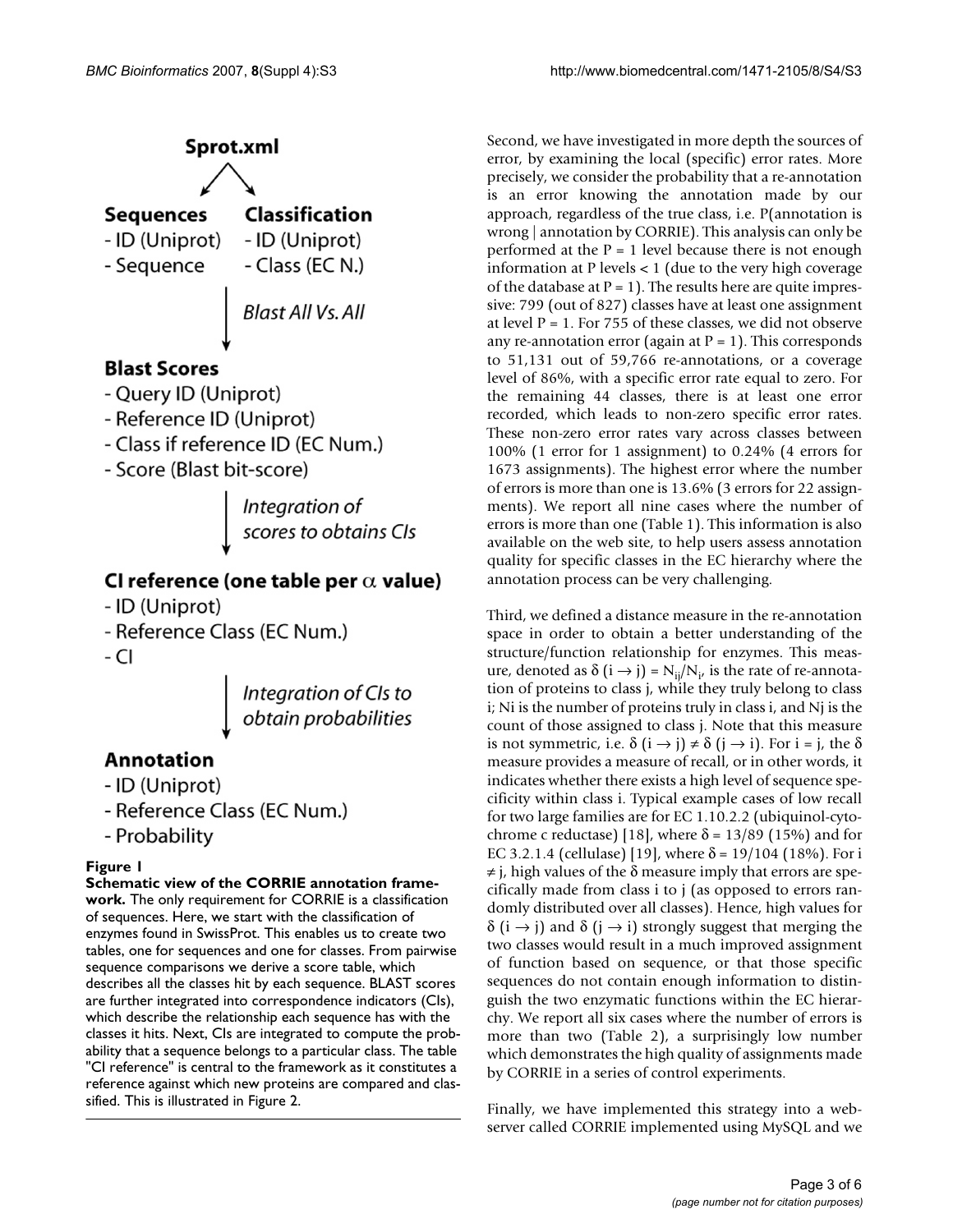**Sprot.xml**

**Sequences**
- ID (Uniprot)
- Sequence

**Classification**
- ID (Uniprot)
- Class (EC N.)

↓ *Blast All Vs. All*

**Blast Scores**
- Query ID (Uniprot)
- Reference ID (Uniprot)
- Class if reference ID (EC Num.)
- Score (Blast bit-score)

↓ *Integration of scores to obtains CIs*

**CI reference (one table per $\alpha$ value)**
- ID (Uniprot)
- Reference Class (EC Num.)
- CI

↓ *Integration of CIs to obtain probabilities*

**Annotation**
- ID (Uniprot)
- Reference Class (EC Num.)
- Probability

**Figure 1**

**Schematic view of the CORRIE annotation framework.** The only requirement for CORRIE is a classification of sequences. Here, we start with the classification of enzymes found in SwissProt. This enables us to create two tables, one for sequences and one for classes. From pairwise sequence comparisons we derive a score table, which describes all the classes hit by each sequence. BLAST scores are further integrated into correspondence indicators (CIs), which describe the relationship each sequence has with the classes it hits. Next, CIs are integrated to compute the probability that a sequence belongs to a particular class. The table "CI reference" is central to the framework as it constitutes a reference against which new proteins are compared and classified. This is illustrated in Figure 2.

Second, we have investigated in more depth the sources of error, by examining the local (specific) error rates. More precisely, we consider the probability that a re-annotation is an error knowing the annotation made by our approach, regardless of the true class, i.e. P(annotation is wrong | annotation by CORRIE). This analysis can only be performed at the P = 1 level because there is not enough information at P levels < 1 (due to the very high coverage of the database at P = 1). The results here are quite impressive: 799 (out of 827) classes have at least one assignment at level P = 1. For 755 of these classes, we did not observe any re-annotation error (again at P = 1). This corresponds to 51,131 out of 59,766 re-annotations, or a coverage level of 86%, with a specific error rate equal to zero. For the remaining 44 classes, there is at least one error recorded, which leads to non-zero specific error rates. These non-zero error rates vary across classes between 100% (1 error for 1 assignment) to 0.24% (4 errors for 1673 assignments). The highest error where the number of errors is more than one is 13.6% (3 errors for 22 assignments). We report all nine cases where the number of errors is more than one (Table 1). This information is also available on the web site, to help users assess annotation quality for specific classes in the EC hierarchy where the annotation process can be very challenging.

Third, we defined a distance measure in the re-annotation space in order to obtain a better understanding of the structure/function relationship for enzymes. This measure, denoted as $\delta(i \rightarrow j) = N_{ij}/N_i$, is the rate of re-annotation of proteins to class j, while they truly belong to class i; Ni is the number of proteins truly in class i, and Nj is the count of those assigned to class j. Note that this measure is not symmetric, i.e. $\delta(i \rightarrow j) \neq \delta(j \rightarrow i)$. For i = j, the $\delta$ measure provides a measure of recall, or in other words, it indicates whether there exists a high level of sequence specificity within class i. Typical example cases of low recall for two large families are for EC 1.10.2.2 (ubiquinol-cytochrome c reductase) [18], where $\delta$ = 13/89 (15%) and for EC 3.2.1.4 (cellulase) [19], where $\delta$ = 19/104 (18%). For i $\neq$ j, high values of the $\delta$ measure imply that errors are specifically made from class i to j (as opposed to errors randomly distributed over all classes). Hence, high values for $\delta(i \rightarrow j)$ and $\delta(j \rightarrow i)$ strongly suggest that merging the two classes would result in a much improved assignment of function based on sequence, or that those specific sequences do not contain enough information to distinguish the two enzymatic functions within the EC hierarchy. We report all six cases where the number of errors is more than two (Table 2), a surprisingly low number which demonstrates the high quality of assignments made by CORRIE in a series of control experiments.

Finally, we have implemented this strategy into a web-server called CORRIE implemented using MySQL and we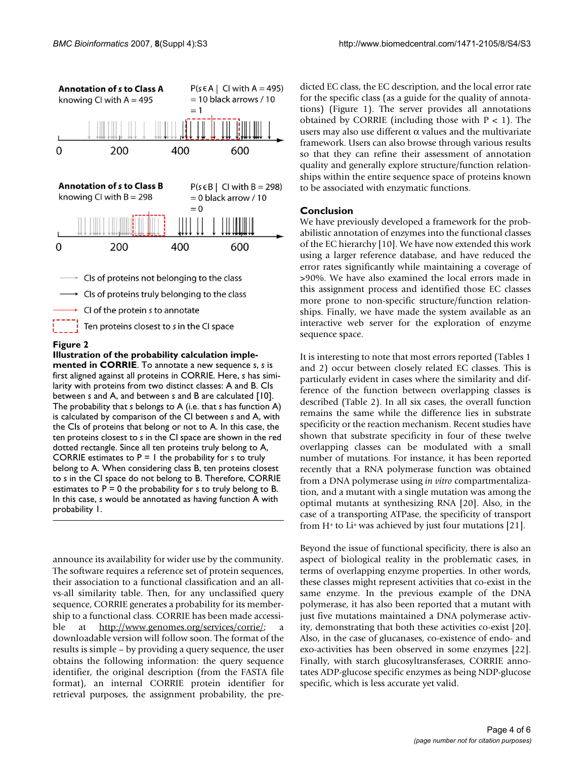**Figure 2**

**Illustration of the probability calculation implemented in CORRIE**. To annotate a new sequence s, s is first aligned against all proteins in CORRIE. Here, s has similarity with proteins from two distinct classes: A and B. CIs between s and A, and between s and B are calculated [10]. The probability that s belongs to A (i.e. that s has function A) is calculated by comparison of the CI between s and A, with the CIs of proteins that belong or not to A. In this case, the ten proteins closest to s in the CI space are shown in the red dotted rectangle. Since all ten proteins truly belong to A, CORRIE estimates to P = 1 the probability for s to truly belong to A. When considering class B, ten proteins closest to s in the CI space do not belong to B. Therefore, CORRIE estimates to P = 0 the probability for s to truly belong to B. In this case, s would be annotated as having function A with probability 1.

announce its availability for wider use by the community. The software requires a reference set of protein sequences, their association to a functional classification and an all-vs-all similarity table. Then, for any unclassified query sequence, CORRIE generates a probability for its membership to a functional class. CORRIE has been made accessible at http://www.genomes.org/services/corrie/; a downloadable version will follow soon. The format of the results is simple – by providing a query sequence, the user obtains the following information: the query sequence identifier, the original description (from the FASTA file format), an internal CORRIE protein identifier for retrieval purposes, the assignment probability, the predicted EC class, the EC description, and the local error rate for the specific class (as a guide for the quality of annotations) (Figure 1). The server provides all annotations obtained by CORRIE (including those with P < 1). The users may also use different α values and the multivariate framework. Users can also browse through various results so that they can refine their assessment of annotation quality and generally explore structure/function relationships within the entire sequence space of proteins known to be associated with enzymatic functions.

## Conclusion

We have previously developed a framework for the probabilistic annotation of enzymes into the functional classes of the EC hierarchy [10]. We have now extended this work using a larger reference database, and have reduced the error rates significantly while maintaining a coverage of >90%. We have also examined the local errors made in this assignment process and identified those EC classes more prone to non-specific structure/function relationships. Finally, we have made the system available as an interactive web server for the exploration of enzyme sequence space.

It is interesting to note that most errors reported (Tables 1 and 2) occur between closely related EC classes. This is particularly evident in cases where the similarity and difference of the function between overlapping classes is described (Table 2). In all six cases, the overall function remains the same while the difference lies in substrate specificity or the reaction mechanism. Recent studies have shown that substrate specificity in four of these twelve overlapping classes can be modulated with a small number of mutations. For instance, it has been reported recently that a RNA polymerase function was obtained from a DNA polymerase using *in vitro* compartmentalization, and a mutant with a single mutation was among the optimal mutants at synthesizing RNA [20]. Also, in the case of a transporting ATPase, the specificity of transport from $H^+$ to $Li^+$ was achieved by just four mutations [21].

Beyond the issue of functional specificity, there is also an aspect of biological reality in the problematic cases, in terms of overlapping enzyme properties. In other words, these classes might represent activities that co-exist in the same enzyme. In the previous example of the DNA polymerase, it has also been reported that a mutant with just five mutations maintained a DNA polymerase activity, demonstrating that both these activities co-exist [20]. Also, in the case of glucanases, co-existence of endo- and exo-activities has been observed in some enzymes [22]. Finally, with starch glucosyltransferases, CORRIE annotates ADP-glucose specific enzymes as being NDP-glucose specific, which is less accurate yet valid.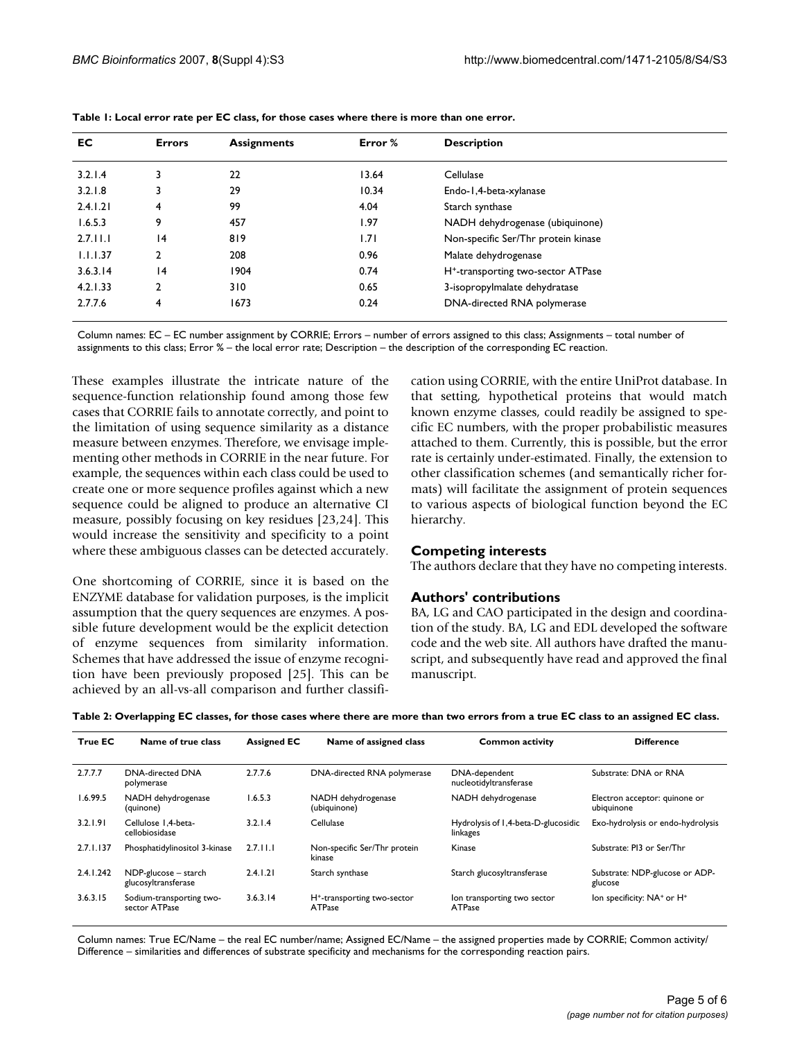**Table 1: Local error rate per EC class, for those cases where there is more than one error.**

| EC | Errors | Assignments | Error % | Description |
|---|---|---|---|---|
| 3.2.1.4 | 3 | 22 | 13.64 | Cellulase |
| 3.2.1.8 | 3 | 29 | 10.34 | Endo-1,4-beta-xylanase |
| 2.4.1.21 | 4 | 99 | 4.04 | Starch synthase |
| 1.6.5.3 | 9 | 457 | 1.97 | NADH dehydrogenase (ubiquinone) |
| 2.7.11.1 | 14 | 819 | 1.71 | Non-specific Ser/Thr protein kinase |
| 1.1.1.37 | 2 | 208 | 0.96 | Malate dehydrogenase |
| 3.6.3.14 | 14 | 1904 | 0.74 | $H^+$-transporting two-sector ATPase |
| 4.2.1.33 | 2 | 310 | 0.65 | 3-isopropylmalate dehydratase |
| 2.7.7.6 | 4 | 1673 | 0.24 | DNA-directed RNA polymerase |

Column names: EC – EC number assignment by CORRIE; Errors – number of errors assigned to this class; Assignments – total number of assignments to this class; Error % – the local error rate; Description – the description of the corresponding EC reaction.

These examples illustrate the intricate nature of the sequence-function relationship found among those few cases that CORRIE fails to annotate correctly, and point to the limitation of using sequence similarity as a distance measure between enzymes. Therefore, we envisage implementing other methods in CORRIE in the near future. For example, the sequences within each class could be used to create one or more sequence profiles against which a new sequence could be aligned to produce an alternative CI measure, possibly focusing on key residues [23,24]. This would increase the sensitivity and specificity to a point where these ambiguous classes can be detected accurately.

One shortcoming of CORRIE, since it is based on the ENZYME database for validation purposes, is the implicit assumption that the query sequences are enzymes. A possible future development would be the explicit detection of enzyme sequences from similarity information. Schemes that have addressed the issue of enzyme recognition have been previously proposed [25]. This can be achieved by an all-vs-all comparison and further classification using CORRIE, with the entire UniProt database. In that setting, hypothetical proteins that would match known enzyme classes, could readily be assigned to specific EC numbers, with the proper probabilistic measures attached to them. Currently, this is possible, but the error rate is certainly under-estimated. Finally, the extension to other classification schemes (and semantically richer formats) will facilitate the assignment of protein sequences to various aspects of biological function beyond the EC hierarchy.

## Competing interests

The authors declare that they have no competing interests.

## Authors' contributions

BA, LG and CAO participated in the design and coordination of the study. BA, LG and EDL developed the software code and the web site. All authors have drafted the manuscript, and subsequently have read and approved the final manuscript.

**Table 2: Overlapping EC classes, for those cases where there are more than two errors from a true EC class to an assigned EC class.**

| True EC | Name of true class | Assigned EC | Name of assigned class | Common activity | Difference |
|---|---|---|---|---|---|
| 2.7.7.7 | DNA-directed DNA polymerase | 2.7.7.6 | DNA-directed RNA polymerase | DNA-dependent nucleotidyltransferase | Substrate: DNA or RNA |
| 1.6.99.5 | NADH dehydrogenase (quinone) | 1.6.5.3 | NADH dehydrogenase (ubiquinone) | NADH dehydrogenase | Electron acceptor: quinone or ubiquinone |
| 3.2.1.91 | Cellulose 1,4-beta-cellobiosidase | 3.2.1.4 | Cellulase | Hydrolysis of 1,4-beta-D-glucosidic linkages | Exo-hydrolysis or endo-hydrolysis |
| 2.7.1.137 | Phosphatidylinositol 3-kinase | 2.7.11.1 | Non-specific Ser/Thr protein kinase | Kinase | Substrate: PI3 or Ser/Thr |
| 2.4.1.242 | NDP-glucose – starch glucosyltransferase | 2.4.1.21 | Starch synthase | Starch glucosyltransferase | Substrate: NDP-glucose or ADP-glucose |
| 3.6.3.15 | Sodium-transporting two-sector ATPase | 3.6.3.14 | $H^+$-transporting two-sector ATPase | Ion transporting two sector ATPase | Ion specificity: $NA^+$ or $H^+$ |

Column names: True EC/Name – the real EC number/name; Assigned EC/Name – the assigned properties made by CORRIE; Common activity/ Difference – similarities and differences of substrate specificity and mechanisms for the corresponding reaction pairs.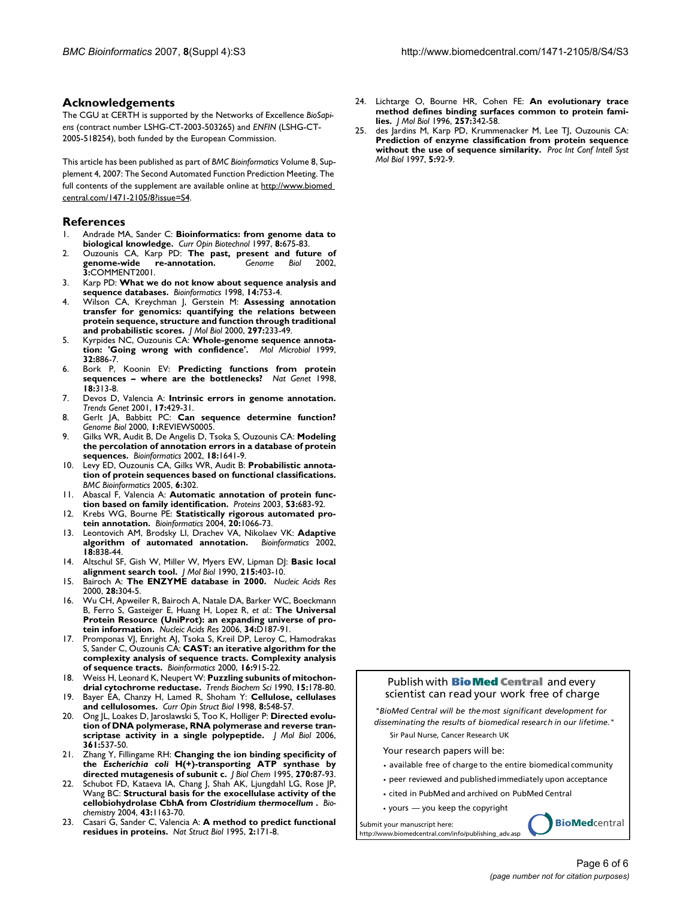## Acknowledgements

The CGU at CERTH is supported by the Networks of Excellence *BioSapiens* (contract number LSHG-CT-2003-503265) and *ENFIN* (LSHG-CT-2005-518254), both funded by the European Commission.

This article has been published as part of *BMC Bioinformatics* Volume 8, Supplement 4, 2007: The Second Automated Function Prediction Meeting. The full contents of the supplement are available online at http://www.biomedcentral.com/1471-2105/8?issue=S4.

## References

1. Andrade MA, Sander C: **Bioinformatics: from genome data to biological knowledge.** *Curr Opin Biotechnol* 1997, **8:**675-83.
2. Ouzounis CA, Karp PD: **The past, present and future of genome-wide re-annotation.** *Genome Biol* 2002, **3:**COMMENT2001.
3. Karp PD: **What we do not know about sequence analysis and sequence databases.** *Bioinformatics* 1998, **14:**753-4.
4. Wilson CA, Kreychman J, Gerstein M: **Assessing annotation transfer for genomics: quantifying the relations between protein sequence, structure and function through traditional and probabilistic scores.** *J Mol Biol* 2000, **297:**233-49.
5. Kyrpides NC, Ouzounis CA: **Whole-genome sequence annotation: 'Going wrong with confidence'.** *Mol Microbiol* 1999, **32:**886-7.
6. Bork P, Koonin EV: **Predicting functions from protein sequences – where are the bottlenecks?** *Nat Genet* 1998, **18:**313-8.
7. Devos D, Valencia A: **Intrinsic errors in genome annotation.** *Trends Genet* 2001, **17:**429-31.
8. Gerlt JA, Babbitt PC: **Can sequence determine function?** *Genome Biol* 2000, **1:**REVIEWS0005.
9. Gilks WR, Audit B, De Angelis D, Tsoka S, Ouzounis CA: **Modeling the percolation of annotation errors in a database of protein sequences.** *Bioinformatics* 2002, **18:**1641-9.
10. Levy ED, Ouzounis CA, Gilks WR, Audit B: **Probabilistic annotation of protein sequences based on functional classifications.** *BMC Bioinformatics* 2005, **6:**302.
11. Abascal F, Valencia A: **Automatic annotation of protein function based on family identification.** *Proteins* 2003, **53:**683-92.
12. Krebs WG, Bourne PE: **Statistically rigorous automated protein annotation.** *Bioinformatics* 2004, **20:**1066-73.
13. Leontovich AM, Brodsky LI, Drachev VA, Nikolaev VK: **Adaptive algorithm of automated annotation.** *Bioinformatics* 2002, **18:**838-44.
14. Altschul SF, Gish W, Miller W, Myers EW, Lipman DJ: **Basic local alignment search tool.** *J Mol Biol* 1990, **215:**403-10.
15. Bairoch A: **The ENZYME database in 2000.** *Nucleic Acids Res* 2000, **28:**304-5.
16. Wu CH, Apweiler R, Bairoch A, Natale DA, Barker WC, Boeckmann B, Ferro S, Gasteiger E, Huang H, Lopez R, *et al.*: **The Universal Protein Resource (UniProt): an expanding universe of protein information.** *Nucleic Acids Res* 2006, **34:**D187-91.
17. Promponas VJ, Enright AJ, Tsoka S, Kreil DP, Leroy C, Hamodrakas S, Sander C, Ouzounis CA: **CAST: an iterative algorithm for the complexity analysis of sequence tracts. Complexity analysis of sequence tracts.** *Bioinformatics* 2000, **16:**915-22.
18. Weiss H, Leonard K, Neupert W: **Puzzling subunits of mitochondrial cytochrome reductase.** *Trends Biochem Sci* 1990, **15:**178-80.
19. Bayer EA, Chanzy H, Lamed R, Shoham Y: **Cellulose, cellulases and cellulosomes.** *Curr Opin Struct Biol* 1998, **8:**548-57.
20. Ong JL, Loakes D, Jaroslawski S, Too K, Holliger P: **Directed evolution of DNA polymerase, RNA polymerase and reverse transcriptase activity in a single polypeptide.** *J Mol Biol* 2006, **361:**537-50.
21. Zhang Y, Fillingame RH: **Changing the ion binding specificity of the *Escherichia coli* H(+)-transporting ATP synthase by directed mutagenesis of subunit c.** *J Biol Chem* 1995, **270:**87-93.
22. Schubot FD, Kataeva IA, Chang J, Shah AK, Ljungdahl LG, Rose JP, Wang BC: **Structural basis for the exocellulase activity of the cellobiohydrolase CbhA from *Clostridium thermocellum*.** *Biochemistry* 2004, **43:**1163-70.
23. Casari G, Sander C, Valencia A: **A method to predict functional residues in proteins.** *Nat Struct Biol* 1995, **2:**171-8.
24. Lichtarge O, Bourne HR, Cohen FE: **An evolutionary trace method defines binding surfaces common to protein families.** *J Mol Biol* 1996, **257:**342-58.
25. des Jardins M, Karp PD, Krummenacker M, Lee TJ, Ouzounis CA: **Prediction of enzyme classification from protein sequence without the use of sequence similarity.** *Proc Int Conf Intell Syst Mol Biol* 1997, **5:**92-9.

Publish with **BioMed Central** and every scientist can read your work free of charge

*"BioMed Central will be the most significant development for disseminating the results of biomedical research in our lifetime."*

Sir Paul Nurse, Cancer Research UK

Your research papers will be:

- available free of charge to the entire biomedical community
- peer reviewed and published immediately upon acceptance
- cited in PubMed and archived on PubMed Central
- yours — you keep the copyright

Submit your manuscript here:
http://www.biomedcentral.com/info/publishing_adv.asp

BioMedcentral